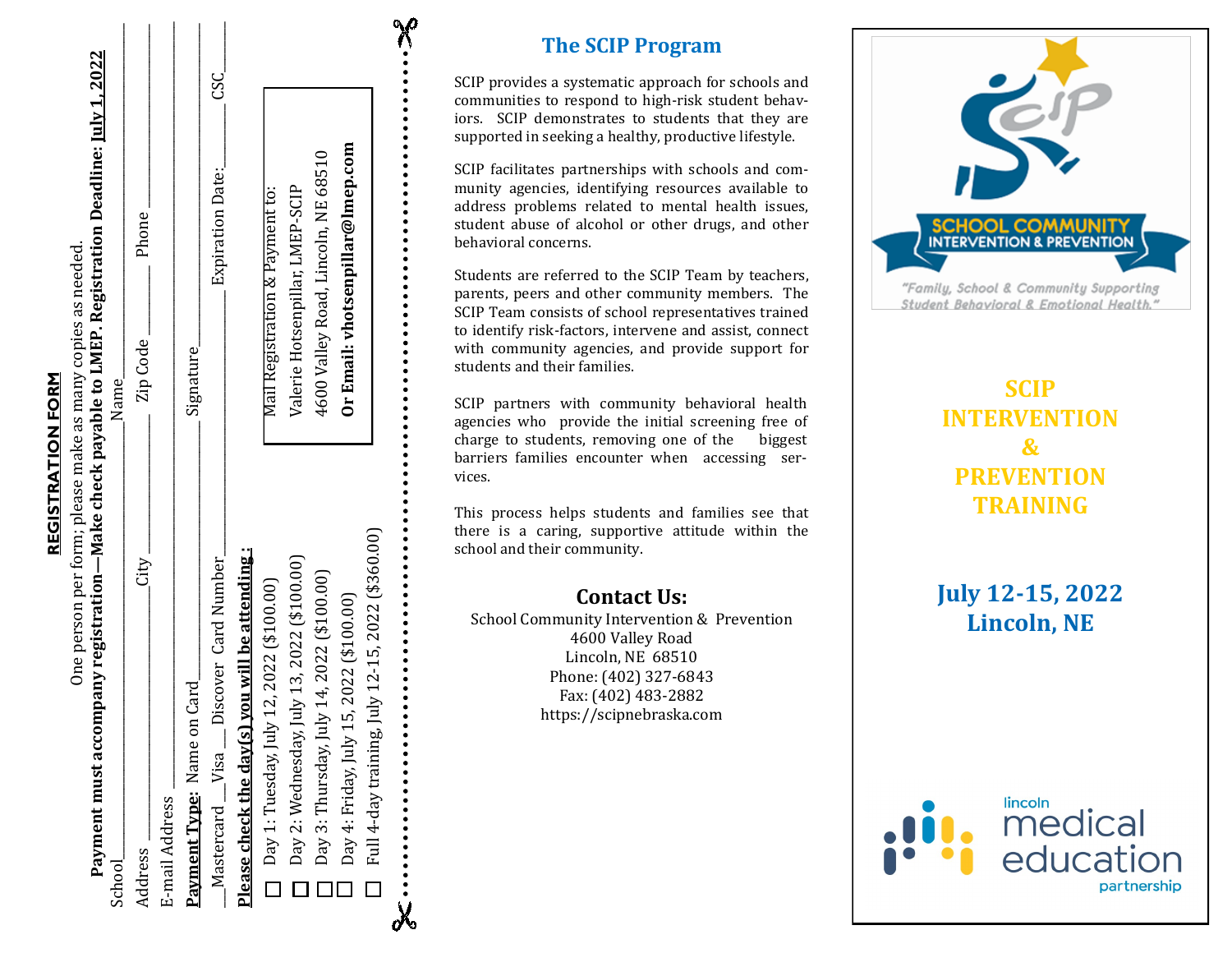## REGISTRATION FORM

One person per form; please make as many copies as needed.

**Payment must accompany registration—Make check payable to LMEP. Registration Deadline: July 1, 2022**

School_______________________ Name_______________________

Address _______________ City _______________ Zip Code _______________ Phone _______________

E-mail Address _______________________

**Payment Type:** Name on Card_______________ Signature_______________

___Mastercard ___Visa ___Discover Card Number_______________ Expiration Date:_______ CSC_______

**Please check the day(s) you will be attending :**

- ☐ Day 1: Tuesday, July 12, 2022 ($100.00)
- ☐ Day 2: Wednesday, July 13, 2022 ($100.00)
- ☐ Day 3: Thursday, July 14, 2022 ($100.00)
- ☐ Day 4: Friday, July 15, 2022 ($100.00)
- ☐ Full 4-day training, July 12-15, 2022 ($360.00)

Mail Registration & Payment to:
Valerie Hotsenpillar, LMEP-SCIP
4600 Valley Road, Lincoln, NE 68510
**Or Email: vhotsenpillar@lmep.com**

## The SCIP Program

SCIP provides a systematic approach for schools and communities to respond to high-risk student behaviors. SCIP demonstrates to students that they are supported in seeking a healthy, productive lifestyle.

SCIP facilitates partnerships with schools and community agencies, identifying resources available to address problems related to mental health issues, student abuse of alcohol or other drugs, and other behavioral concerns.

Students are referred to the SCIP Team by teachers, parents, peers and other community members. The SCIP Team consists of school representatives trained to identify risk-factors, intervene and assist, connect with community agencies, and provide support for students and their families.

SCIP partners with community behavioral health agencies who provide the initial screening free of charge to students, removing one of the biggest barriers families encounter when accessing services.

This process helps students and families see that there is a caring, supportive attitude within the school and their community.

### Contact Us:

School Community Intervention & Prevention
4600 Valley Road
Lincoln, NE 68510
Phone: (402) 327-6843
Fax: (402) 483-2882
https://scipnebraska.com

SCHOOL COMMUNITY INTERVENTION & PREVENTION

*"Family, School & Community Supporting Student Behavioral & Emotional Health."*

# SCIP INTERVENTION & PREVENTION TRAINING

## July 12-15, 2022
## Lincoln, NE

lincoln medical education partnership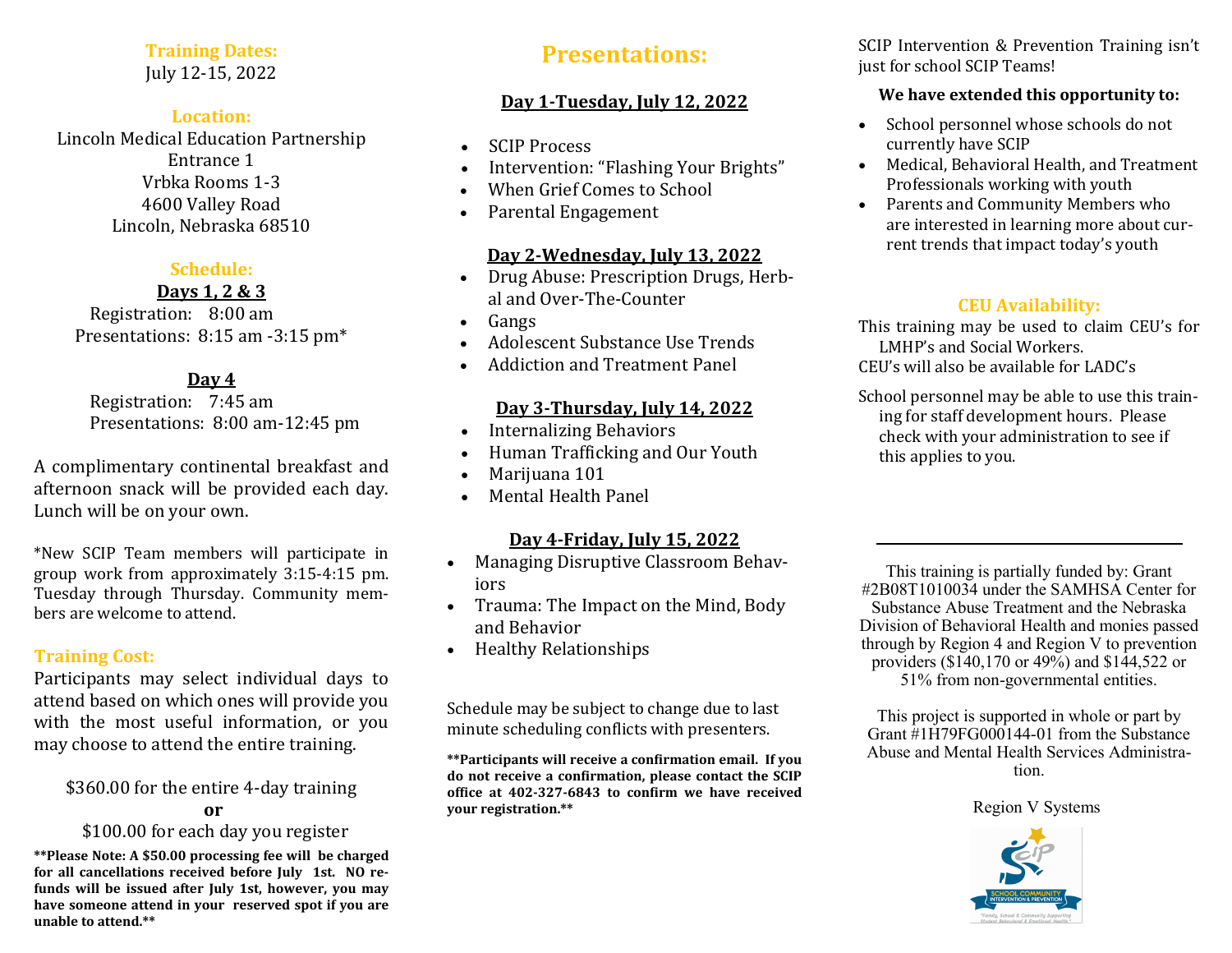## Training Dates:

July 12-15, 2022

## Location:

Lincoln Medical Education Partnership
Entrance 1
Vrbka Rooms 1-3
4600 Valley Road
Lincoln, Nebraska 68510

## Schedule:

**Days 1, 2 & 3**

Registration: 8:00 am
Presentations: 8:15 am -3:15 pm*

**Day 4**

Registration: 7:45 am
Presentations: 8:00 am-12:45 pm

A complimentary continental breakfast and afternoon snack will be provided each day. Lunch will be on your own.

*New SCIP Team members will participate in group work from approximately 3:15-4:15 pm. Tuesday through Thursday. Community members are welcome to attend.

## Training Cost:

Participants may select individual days to attend based on which ones will provide you with the most useful information, or you may choose to attend the entire training.

$360.00 for the entire 4-day training

**or**

$100.00 for each day you register

**Please Note: A $50.00 processing fee will be charged for all cancellations received before July 1st. NO refunds will be issued after July 1st, however, you may have someone attend in your reserved spot if you are unable to attend.**

# Presentations:

### Day 1-Tuesday, July 12, 2022

- SCIP Process
- Intervention: "Flashing Your Brights"
- When Grief Comes to School
- Parental Engagement

### Day 2-Wednesday, July 13, 2022

- Drug Abuse: Prescription Drugs, Herbal and Over-The-Counter
- Gangs
- Adolescent Substance Use Trends
- Addiction and Treatment Panel

### Day 3-Thursday, July 14, 2022

- Internalizing Behaviors
- Human Trafficking and Our Youth
- Marijuana 101
- Mental Health Panel

### Day 4-Friday, July 15, 2022

- Managing Disruptive Classroom Behaviors
- Trauma: The Impact on the Mind, Body and Behavior
- Healthy Relationships

Schedule may be subject to change due to last minute scheduling conflicts with presenters.

**Participants will receive a confirmation email. If you do not receive a confirmation, please contact the SCIP office at 402-327-6843 to confirm we have received your registration.**

SCIP Intervention & Prevention Training isn't just for school SCIP Teams!

**We have extended this opportunity to:**

- School personnel whose schools do not currently have SCIP
- Medical, Behavioral Health, and Treatment Professionals working with youth
- Parents and Community Members who are interested in learning more about current trends that impact today's youth

## CEU Availability:

This training may be used to claim CEU's for LMHP's and Social Workers.

CEU's will also be available for LADC's

School personnel may be able to use this training for staff development hours. Please check with your administration to see if this applies to you.

---

This training is partially funded by: Grant #2B08T1010034 under the SAMHSA Center for Substance Abuse Treatment and the Nebraska Division of Behavioral Health and monies passed through by Region 4 and Region V to prevention providers ($140,170 or 49%) and $144,522 or 51% from non-governmental entities.

This project is supported in whole or part by Grant #1H79FG000144-01 from the Substance Abuse and Mental Health Services Administration.

Region V Systems

SCHOOL COMMUNITY INTERVENTION & PREVENTION

"Family, School & Community Supporting Student Behavioral & Emotional Health."